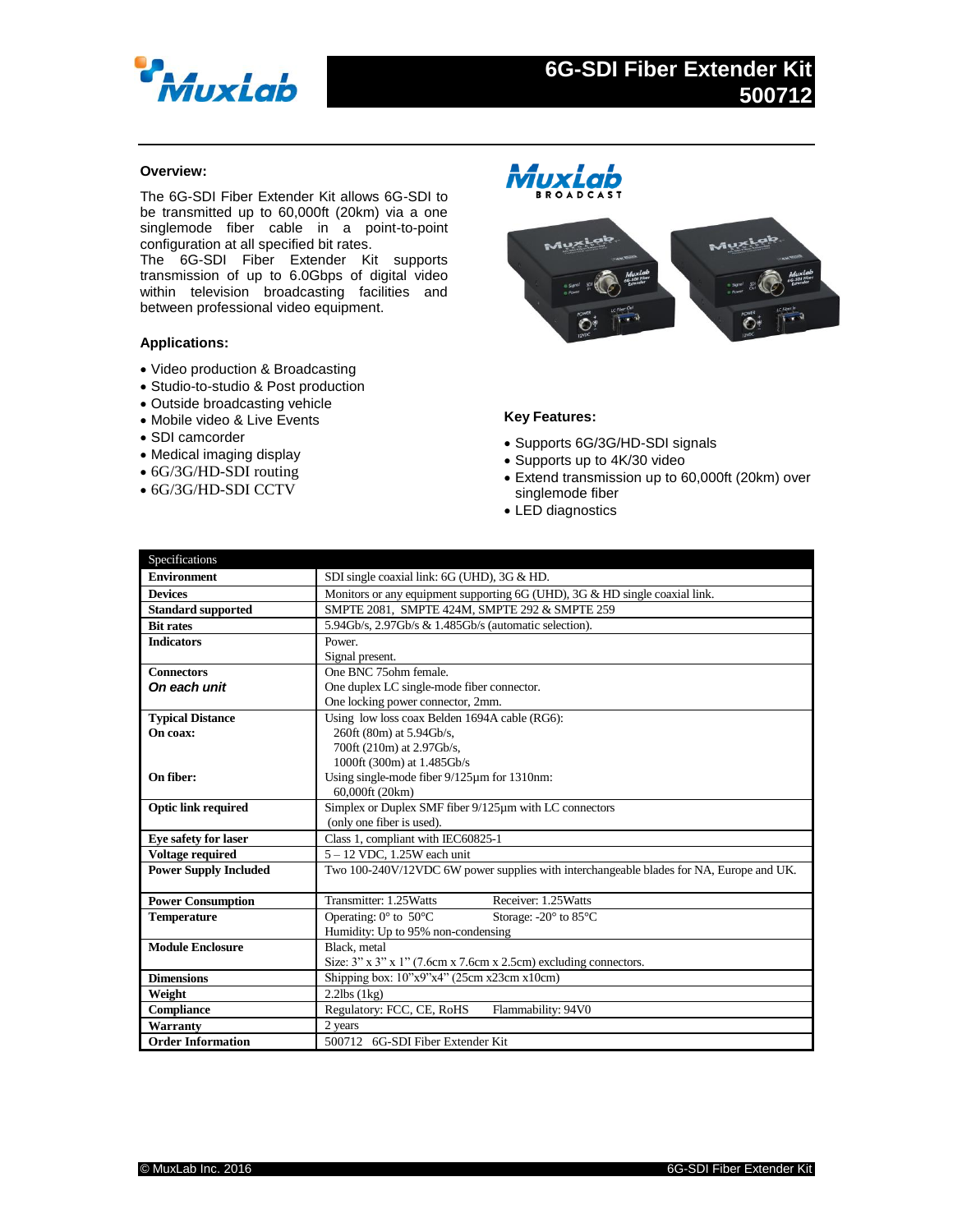# 6G-SDI Fiber Extender Kit 500712

## Overview:

The 6G-SDI Fiber Extender Kit allows 6G-SDI to be transmitted up to 60,000ft (20km) via a one singlemode fiber cable in a point-to-point configuration at all specified bit rates.
The 6G-SDI Fiber Extender Kit supports transmission of up to 6.0Gbps of digital video within television broadcasting facilities and between professional video equipment.

## Applications:

- Video production & Broadcasting
- Studio-to-studio & Post production
- Outside broadcasting vehicle
- Mobile video & Live Events
- SDI camcorder
- Medical imaging display
- 6G/3G/HD-SDI routing
- 6G/3G/HD-SDI CCTV

## Key Features:

- Supports 6G/3G/HD-SDI signals
- Supports up to 4K/30 video
- Extend transmission up to 60,000ft (20km) over singlemode fiber
- LED diagnostics

| Specifications | |
|---|---|
| **Environment** | SDI single coaxial link: 6G (UHD), 3G & HD. |
| **Devices** | Monitors or any equipment supporting 6G (UHD), 3G & HD single coaxial link. |
| **Standard supported** | SMPTE 2081, SMPTE 424M, SMPTE 292 & SMPTE 259 |
| **Bit rates** | 5.94Gb/s, 2.97Gb/s & 1.485Gb/s (automatic selection). |
| **Indicators** | Power.<br>Signal present. |
| **Connectors**<br>***On each unit*** | One BNC 75ohm female.<br>One duplex LC single-mode fiber connector.<br>One locking power connector, 2mm. |
| **Typical Distance**<br>**On coax:**<br><br><br>**On fiber:** | Using low loss coax Belden 1694A cable (RG6):<br>260ft (80m) at 5.94Gb/s,<br>700ft (210m) at 2.97Gb/s,<br>1000ft (300m) at 1.485Gb/s<br>Using single-mode fiber 9/125µm for 1310nm:<br>60,000ft (20km) |
| **Optic link required** | Simplex or Duplex SMF fiber 9/125µm with LC connectors<br>(only one fiber is used). |
| **Eye safety for laser** | Class 1, compliant with IEC60825-1 |
| **Voltage required** | 5 – 12 VDC, 1.25W each unit |
| **Power Supply Included** | Two 100-240V/12VDC 6W power supplies with interchangeable blades for NA, Europe and UK. |
| **Power Consumption** | Transmitter: 1.25Watts Receiver: 1.25Watts |
| **Temperature** | Operating: 0° to 50°C Storage: -20° to 85°C<br>Humidity: Up to 95% non-condensing |
| **Module Enclosure** | Black, metal<br>Size: 3" x 3" x 1" (7.6cm x 7.6cm x 2.5cm) excluding connectors. |
| **Dimensions** | Shipping box: 10"x9"x4" (25cm x23cm x10cm) |
| **Weight** | 2.2lbs (1kg) |
| **Compliance** | Regulatory: FCC, CE, RoHS Flammability: 94V0 |
| **Warranty** | 2 years |
| **Order Information** | 500712 6G-SDI Fiber Extender Kit |

© MuxLab Inc. 2016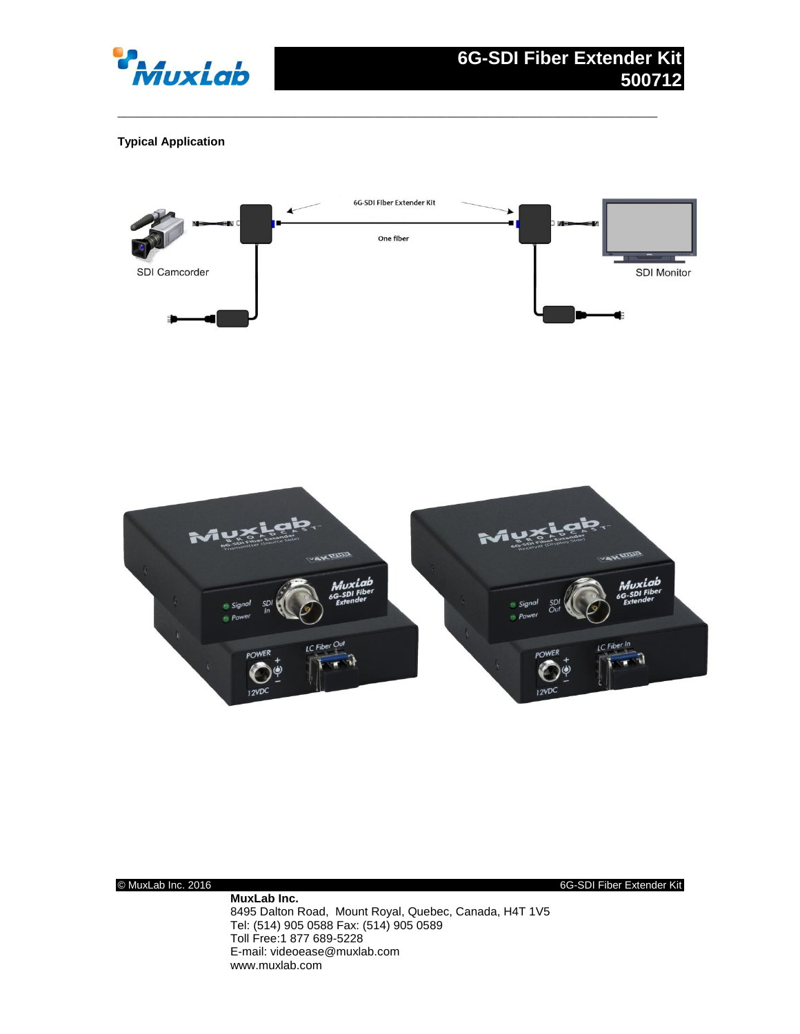### Typical Application

6G-SDI Fiber Extender Kit

One fiber

SDI Camcorder

SDI Monitor

**MuxLab Inc.**
8495 Dalton Road, Mount Royal, Quebec, Canada, H4T 1V5
Tel: (514) 905 0588 Fax: (514) 905 0589
Toll Free:1 877 689-5228
E-mail: videoease@muxlab.com
www.muxlab.com